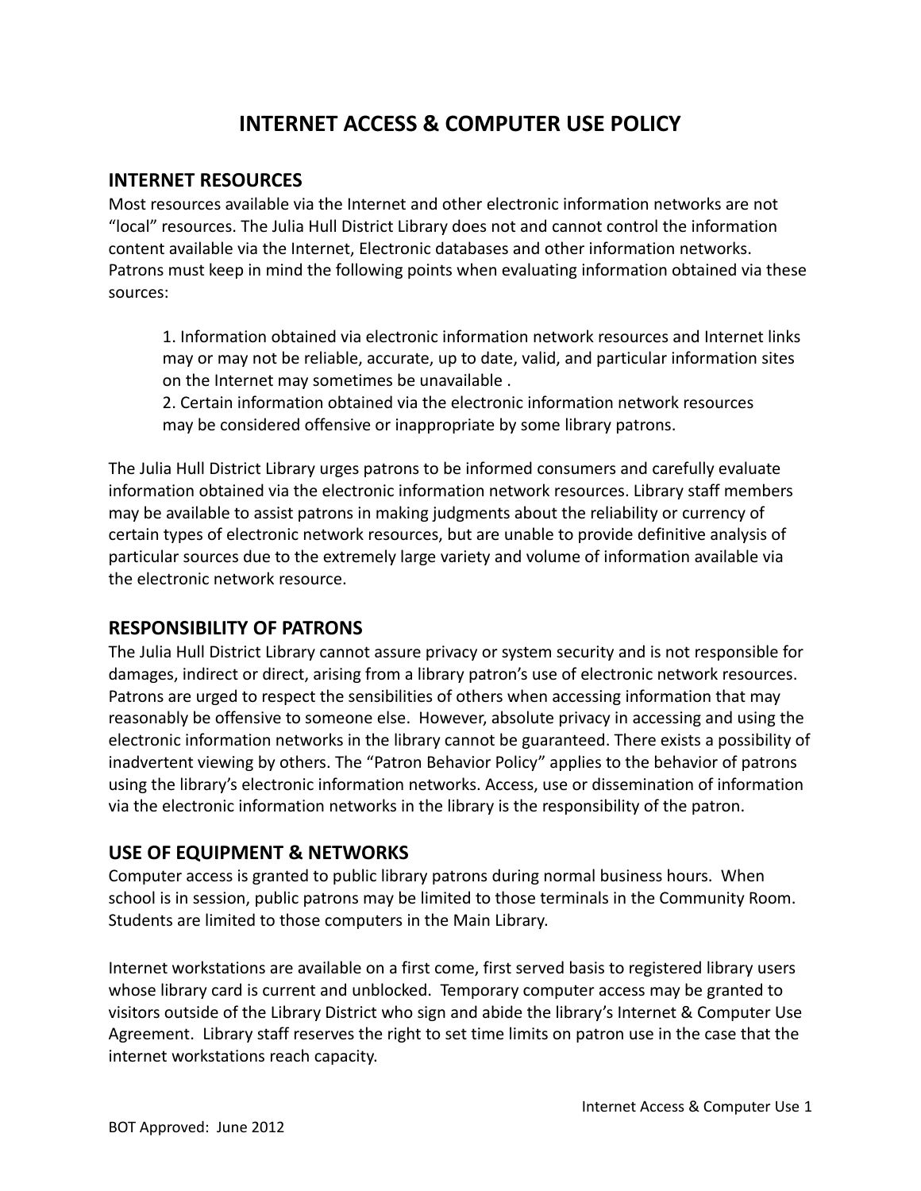# INTERNET ACCESS & COMPUTER USE POLICY

## INTERNET RESOURCES

Most resources available via the Internet and other electronic information networks are not "local" resources. The Julia Hull District Library does not and cannot control the information content available via the Internet, Electronic databases and other information networks. Patrons must keep in mind the following points when evaluating information obtained via these sources:

> 1. Information obtained via electronic information network resources and Internet links may or may not be reliable, accurate, up to date, valid, and particular information sites on the Internet may sometimes be unavailable .
> 2. Certain information obtained via the electronic information network resources may be considered offensive or inappropriate by some library patrons.

The Julia Hull District Library urges patrons to be informed consumers and carefully evaluate information obtained via the electronic information network resources. Library staff members may be available to assist patrons in making judgments about the reliability or currency of certain types of electronic network resources, but are unable to provide definitive analysis of particular sources due to the extremely large variety and volume of information available via the electronic network resource.

## RESPONSIBILITY OF PATRONS

The Julia Hull District Library cannot assure privacy or system security and is not responsible for damages, indirect or direct, arising from a library patron's use of electronic network resources. Patrons are urged to respect the sensibilities of others when accessing information that may reasonably be offensive to someone else. However, absolute privacy in accessing and using the electronic information networks in the library cannot be guaranteed. There exists a possibility of inadvertent viewing by others. The "Patron Behavior Policy" applies to the behavior of patrons using the library's electronic information networks. Access, use or dissemination of information via the electronic information networks in the library is the responsibility of the patron.

## USE OF EQUIPMENT & NETWORKS

Computer access is granted to public library patrons during normal business hours. When school is in session, public patrons may be limited to those terminals in the Community Room. Students are limited to those computers in the Main Library.

Internet workstations are available on a first come, first served basis to registered library users whose library card is current and unblocked. Temporary computer access may be granted to visitors outside of the Library District who sign and abide the library's Internet & Computer Use Agreement. Library staff reserves the right to set time limits on patron use in the case that the internet workstations reach capacity.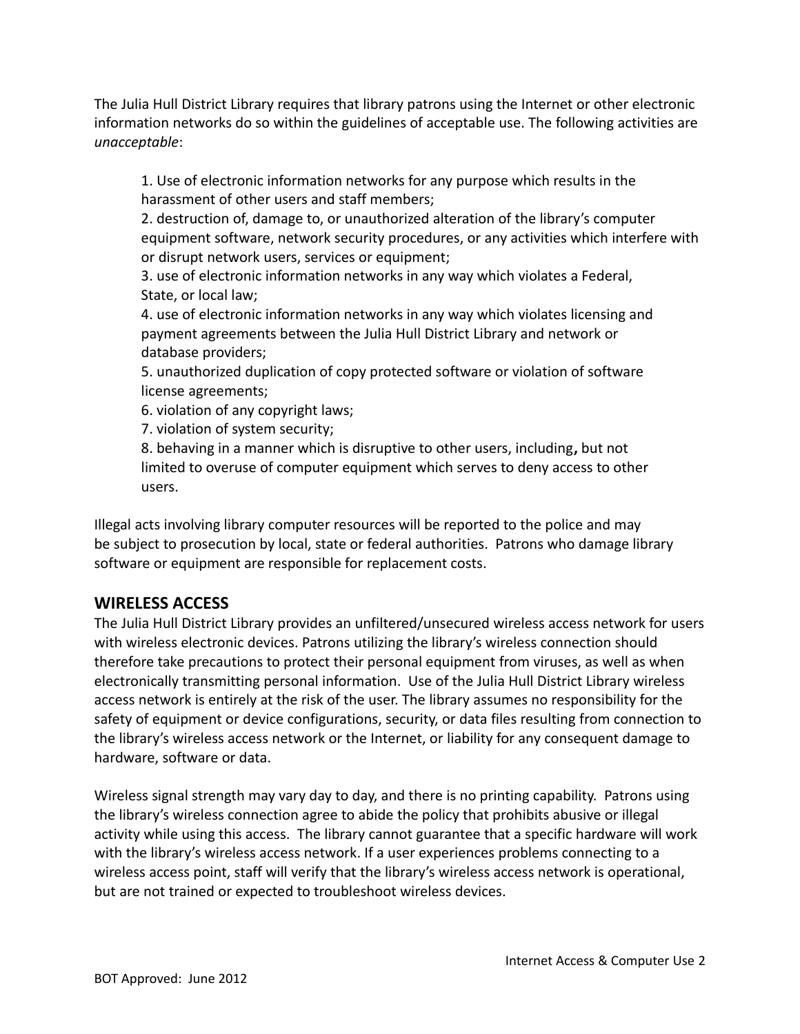The Julia Hull District Library requires that library patrons using the Internet or other electronic information networks do so within the guidelines of acceptable use. The following activities are *unacceptable*:

1. Use of electronic information networks for any purpose which results in the harassment of other users and staff members;
2. destruction of, damage to, or unauthorized alteration of the library's computer equipment software, network security procedures, or any activities which interfere with or disrupt network users, services or equipment;
3. use of electronic information networks in any way which violates a Federal, State, or local law;
4. use of electronic information networks in any way which violates licensing and payment agreements between the Julia Hull District Library and network or database providers;
5. unauthorized duplication of copy protected software or violation of software license agreements;
6. violation of any copyright laws;
7. violation of system security;
8. behaving in a manner which is disruptive to other users, including**,** but not limited to overuse of computer equipment which serves to deny access to other users.

Illegal acts involving library computer resources will be reported to the police and may be subject to prosecution by local, state or federal authorities. Patrons who damage library software or equipment are responsible for replacement costs.

## WIRELESS ACCESS

The Julia Hull District Library provides an unfiltered/unsecured wireless access network for users with wireless electronic devices. Patrons utilizing the library's wireless connection should therefore take precautions to protect their personal equipment from viruses, as well as when electronically transmitting personal information. Use of the Julia Hull District Library wireless access network is entirely at the risk of the user. The library assumes no responsibility for the safety of equipment or device configurations, security, or data files resulting from connection to the library's wireless access network or the Internet, or liability for any consequent damage to hardware, software or data.

Wireless signal strength may vary day to day, and there is no printing capability. Patrons using the library's wireless connection agree to abide the policy that prohibits abusive or illegal activity while using this access. The library cannot guarantee that a specific hardware will work with the library's wireless access network. If a user experiences problems connecting to a wireless access point, staff will verify that the library's wireless access network is operational, but are not trained or expected to troubleshoot wireless devices.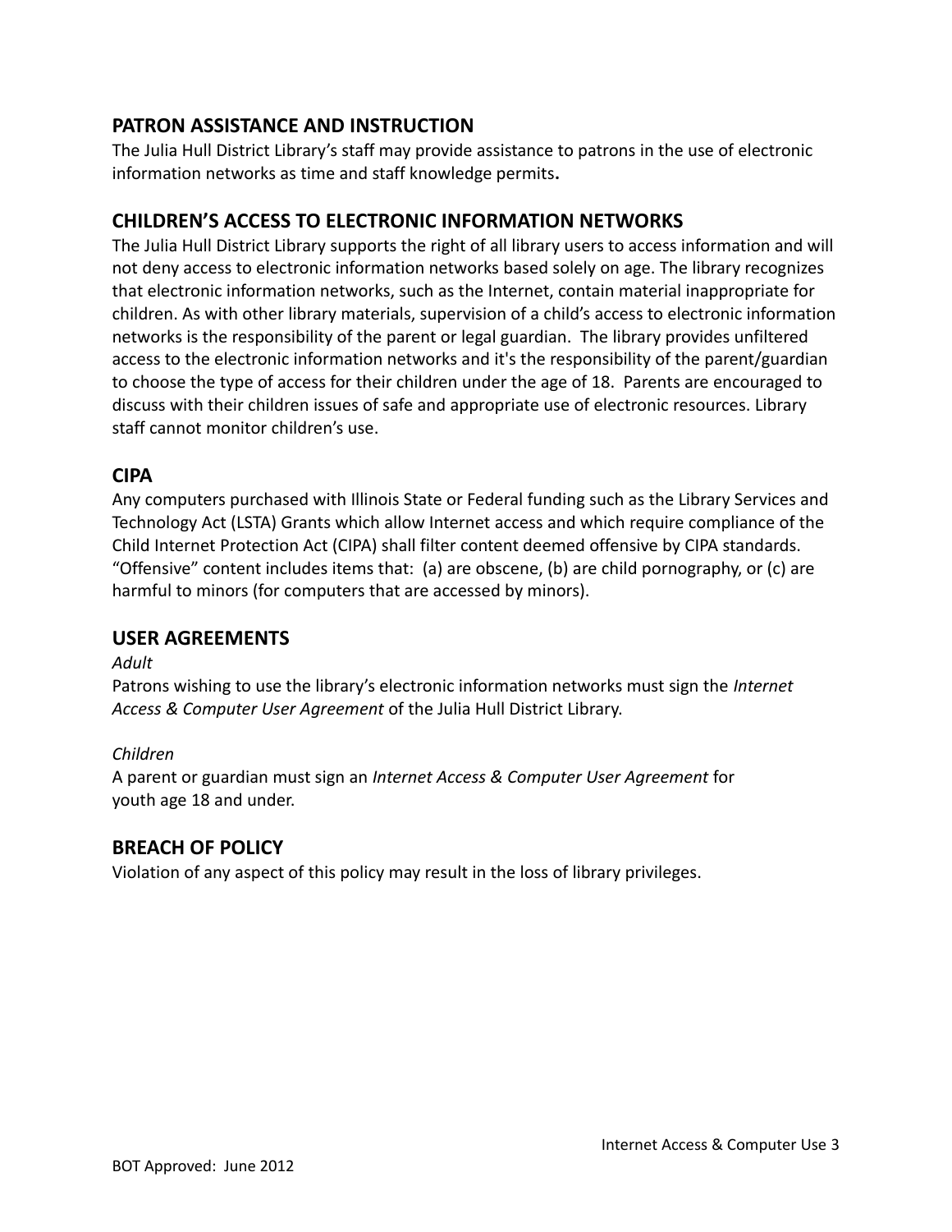## PATRON ASSISTANCE AND INSTRUCTION

The Julia Hull District Library's staff may provide assistance to patrons in the use of electronic information networks as time and staff knowledge permits**.**

## CHILDREN'S ACCESS TO ELECTRONIC INFORMATION NETWORKS

The Julia Hull District Library supports the right of all library users to access information and will not deny access to electronic information networks based solely on age. The library recognizes that electronic information networks, such as the Internet, contain material inappropriate for children. As with other library materials, supervision of a child's access to electronic information networks is the responsibility of the parent or legal guardian. The library provides unfiltered access to the electronic information networks and it's the responsibility of the parent/guardian to choose the type of access for their children under the age of 18. Parents are encouraged to discuss with their children issues of safe and appropriate use of electronic resources. Library staff cannot monitor children's use.

## CIPA

Any computers purchased with Illinois State or Federal funding such as the Library Services and Technology Act (LSTA) Grants which allow Internet access and which require compliance of the Child Internet Protection Act (CIPA) shall filter content deemed offensive by CIPA standards. "Offensive" content includes items that: (a) are obscene, (b) are child pornography, or (c) are harmful to minors (for computers that are accessed by minors).

## USER AGREEMENTS

*Adult*

Patrons wishing to use the library's electronic information networks must sign the *Internet Access & Computer User Agreement* of the Julia Hull District Library.

*Children*

A parent or guardian must sign an *Internet Access & Computer User Agreement* for youth age 18 and under.

## BREACH OF POLICY

Violation of any aspect of this policy may result in the loss of library privileges.

BOT Approved: June 2012